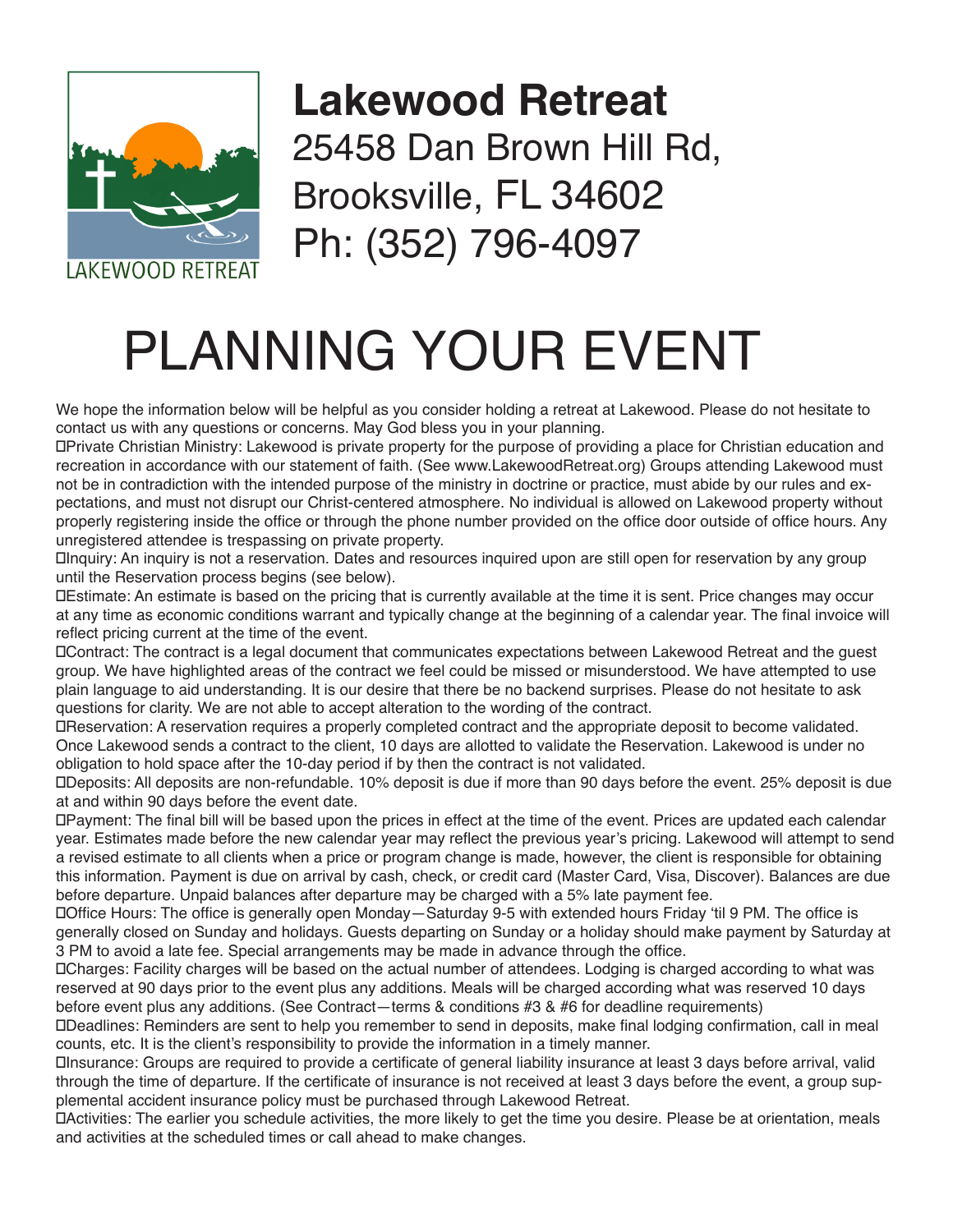# Lakewood Retreat

25458 Dan Brown Hill Rd,
Brooksville, FL 34602
Ph: (352) 796-4097

# PLANNING YOUR EVENT

We hope the information below will be helpful as you consider holding a retreat at Lakewood. Please do not hesitate to contact us with any questions or concerns. May God bless you in your planning.

- Private Christian Ministry: Lakewood is private property for the purpose of providing a place for Christian education and recreation in accordance with our statement of faith. (See www.LakewoodRetreat.org) Groups attending Lakewood must not be in contradiction with the intended purpose of the ministry in doctrine or practice, must abide by our rules and expectations, and must not disrupt our Christ-centered atmosphere. No individual is allowed on Lakewood property without properly registering inside the office or through the phone number provided on the office door outside of office hours. Any unregistered attendee is trespassing on private property.
- Inquiry: An inquiry is not a reservation. Dates and resources inquired upon are still open for reservation by any group until the Reservation process begins (see below).
- Estimate: An estimate is based on the pricing that is currently available at the time it is sent. Price changes may occur at any time as economic conditions warrant and typically change at the beginning of a calendar year. The final invoice will reflect pricing current at the time of the event.
- Contract: The contract is a legal document that communicates expectations between Lakewood Retreat and the guest group. We have highlighted areas of the contract we feel could be missed or misunderstood. We have attempted to use plain language to aid understanding. It is our desire that there be no backend surprises. Please do not hesitate to ask questions for clarity. We are not able to accept alteration to the wording of the contract.
- Reservation: A reservation requires a properly completed contract and the appropriate deposit to become validated. Once Lakewood sends a contract to the client, 10 days are allotted to validate the Reservation. Lakewood is under no obligation to hold space after the 10-day period if by then the contract is not validated.
- Deposits: All deposits are non-refundable. 10% deposit is due if more than 90 days before the event. 25% deposit is due at and within 90 days before the event date.
- Payment: The final bill will be based upon the prices in effect at the time of the event. Prices are updated each calendar year. Estimates made before the new calendar year may reflect the previous year's pricing. Lakewood will attempt to send a revised estimate to all clients when a price or program change is made, however, the client is responsible for obtaining this information. Payment is due on arrival by cash, check, or credit card (Master Card, Visa, Discover). Balances are due before departure. Unpaid balances after departure may be charged with a 5% late payment fee.
- Office Hours: The office is generally open Monday—Saturday 9-5 with extended hours Friday 'til 9 PM. The office is generally closed on Sunday and holidays. Guests departing on Sunday or a holiday should make payment by Saturday at 3 PM to avoid a late fee. Special arrangements may be made in advance through the office.
- Charges: Facility charges will be based on the actual number of attendees. Lodging is charged according to what was reserved at 90 days prior to the event plus any additions. Meals will be charged according what was reserved 10 days before event plus any additions. (See Contract—terms & conditions #3 & #6 for deadline requirements)
- Deadlines: Reminders are sent to help you remember to send in deposits, make final lodging confirmation, call in meal counts, etc. It is the client's responsibility to provide the information in a timely manner.
- Insurance: Groups are required to provide a certificate of general liability insurance at least 3 days before arrival, valid through the time of departure. If the certificate of insurance is not received at least 3 days before the event, a group supplemental accident insurance policy must be purchased through Lakewood Retreat.
- Activities: The earlier you schedule activities, the more likely to get the time you desire. Please be at orientation, meals and activities at the scheduled times or call ahead to make changes.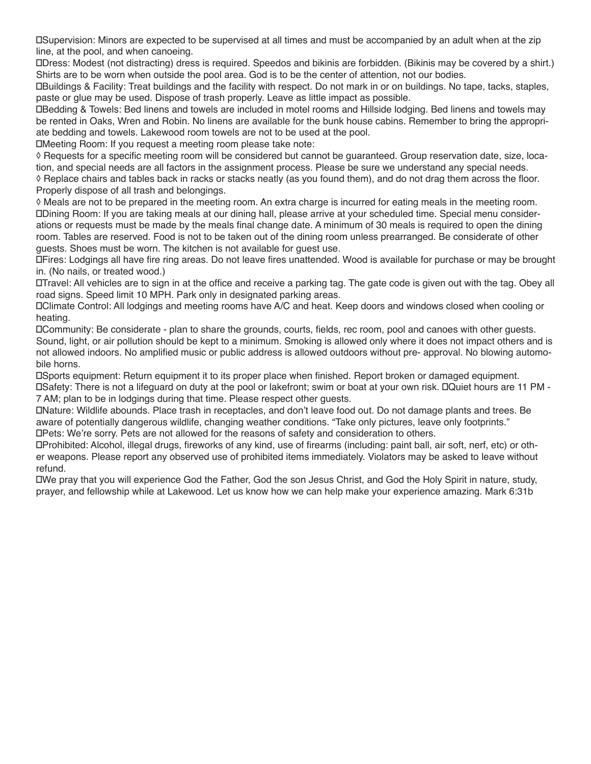Supervision: Minors are expected to be supervised at all times and must be accompanied by an adult when at the zip line, at the pool, and when canoeing.

Dress: Modest (not distracting) dress is required. Speedos and bikinis are forbidden. (Bikinis may be covered by a shirt.) Shirts are to be worn when outside the pool area. God is to be the center of attention, not our bodies.

Buildings & Facility: Treat buildings and the facility with respect. Do not mark in or on buildings. No tape, tacks, staples, paste or glue may be used. Dispose of trash properly. Leave as little impact as possible.

Bedding & Towels: Bed linens and towels are included in motel rooms and Hillside lodging. Bed linens and towels may be rented in Oaks, Wren and Robin. No linens are available for the bunk house cabins. Remember to bring the appropriate bedding and towels. Lakewood room towels are not to be used at the pool.

Meeting Room: If you request a meeting room please take note:

◊ Requests for a specific meeting room will be considered but cannot be guaranteed. Group reservation date, size, location, and special needs are all factors in the assignment process. Please be sure we understand any special needs.

◊ Replace chairs and tables back in racks or stacks neatly (as you found them), and do not drag them across the floor. Properly dispose of all trash and belongings.

◊ Meals are not to be prepared in the meeting room. An extra charge is incurred for eating meals in the meeting room.

Dining Room: If you are taking meals at our dining hall, please arrive at your scheduled time. Special menu considerations or requests must be made by the meals final change date. A minimum of 30 meals is required to open the dining room. Tables are reserved. Food is not to be taken out of the dining room unless prearranged. Be considerate of other guests. Shoes must be worn. The kitchen is not available for guest use.

Fires: Lodgings all have fire ring areas. Do not leave fires unattended. Wood is available for purchase or may be brought in. (No nails, or treated wood.)

Travel: All vehicles are to sign in at the office and receive a parking tag. The gate code is given out with the tag. Obey all road signs. Speed limit 10 MPH. Park only in designated parking areas.

Climate Control: All lodgings and meeting rooms have A/C and heat. Keep doors and windows closed when cooling or heating.

Community: Be considerate - plan to share the grounds, courts, fields, rec room, pool and canoes with other guests. Sound, light, or air pollution should be kept to a minimum. Smoking is allowed only where it does not impact others and is not allowed indoors. No amplified music or public address is allowed outdoors without pre- approval. No blowing automobile horns.

Sports equipment: Return equipment it to its proper place when finished. Report broken or damaged equipment.

Safety: There is not a lifeguard on duty at the pool or lakefront; swim or boat at your own risk.

Quiet hours are 11 PM - 7 AM; plan to be in lodgings during that time. Please respect other guests.

Nature: Wildlife abounds. Place trash in receptacles, and don't leave food out. Do not damage plants and trees. Be aware of potentially dangerous wildlife, changing weather conditions. "Take only pictures, leave only footprints."

Pets: We're sorry. Pets are not allowed for the reasons of safety and consideration to others.

Prohibited: Alcohol, illegal drugs, fireworks of any kind, use of firearms (including: paint ball, air soft, nerf, etc) or other weapons. Please report any observed use of prohibited items immediately. Violators may be asked to leave without refund.

We pray that you will experience God the Father, God the son Jesus Christ, and God the Holy Spirit in nature, study, prayer, and fellowship while at Lakewood. Let us know how we can help make your experience amazing. Mark 6:31b